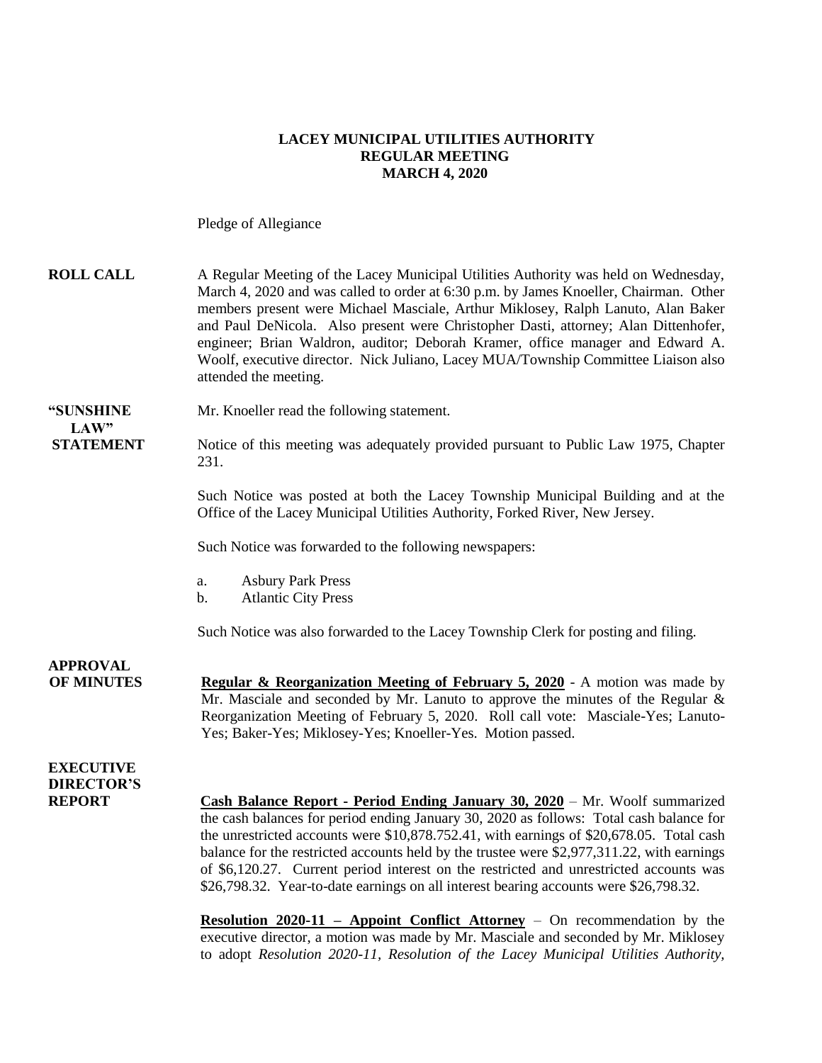**LACEY MUNICIPAL UTILITIES AUTHORITY**
**REGULAR MEETING**
**MARCH 4, 2020**

Pledge of Allegiance

**ROLL CALL**

A Regular Meeting of the Lacey Municipal Utilities Authority was held on Wednesday, March 4, 2020 and was called to order at 6:30 p.m. by James Knoeller, Chairman. Other members present were Michael Masciale, Arthur Miklosey, Ralph Lanuto, Alan Baker and Paul DeNicola. Also present were Christopher Dasti, attorney; Alan Dittenhofer, engineer; Brian Waldron, auditor; Deborah Kramer, office manager and Edward A. Woolf, executive director. Nick Juliano, Lacey MUA/Township Committee Liaison also attended the meeting.

**"SUNSHINE LAW" STATEMENT**

Mr. Knoeller read the following statement.

Notice of this meeting was adequately provided pursuant to Public Law 1975, Chapter 231.

Such Notice was posted at both the Lacey Township Municipal Building and at the Office of the Lacey Municipal Utilities Authority, Forked River, New Jersey.

Such Notice was forwarded to the following newspapers:

a. Asbury Park Press
b. Atlantic City Press

Such Notice was also forwarded to the Lacey Township Clerk for posting and filing.

**APPROVAL OF MINUTES**

**Regular & Reorganization Meeting of February 5, 2020** - A motion was made by Mr. Masciale and seconded by Mr. Lanuto to approve the minutes of the Regular & Reorganization Meeting of February 5, 2020. Roll call vote: Masciale-Yes; Lanuto-Yes; Baker-Yes; Miklosey-Yes; Knoeller-Yes. Motion passed.

**EXECUTIVE DIRECTOR'S REPORT**

**Cash Balance Report - Period Ending January 30, 2020** – Mr. Woolf summarized the cash balances for period ending January 30, 2020 as follows: Total cash balance for the unrestricted accounts were $10,878.752.41, with earnings of $20,678.05. Total cash balance for the restricted accounts held by the trustee were $2,977,311.22, with earnings of $6,120.27. Current period interest on the restricted and unrestricted accounts was $26,798.32. Year-to-date earnings on all interest bearing accounts were $26,798.32.

**Resolution 2020-11 – Appoint Conflict Attorney** – On recommendation by the executive director, a motion was made by Mr. Masciale and seconded by Mr. Miklosey to adopt *Resolution 2020-11, Resolution of the Lacey Municipal Utilities Authority,*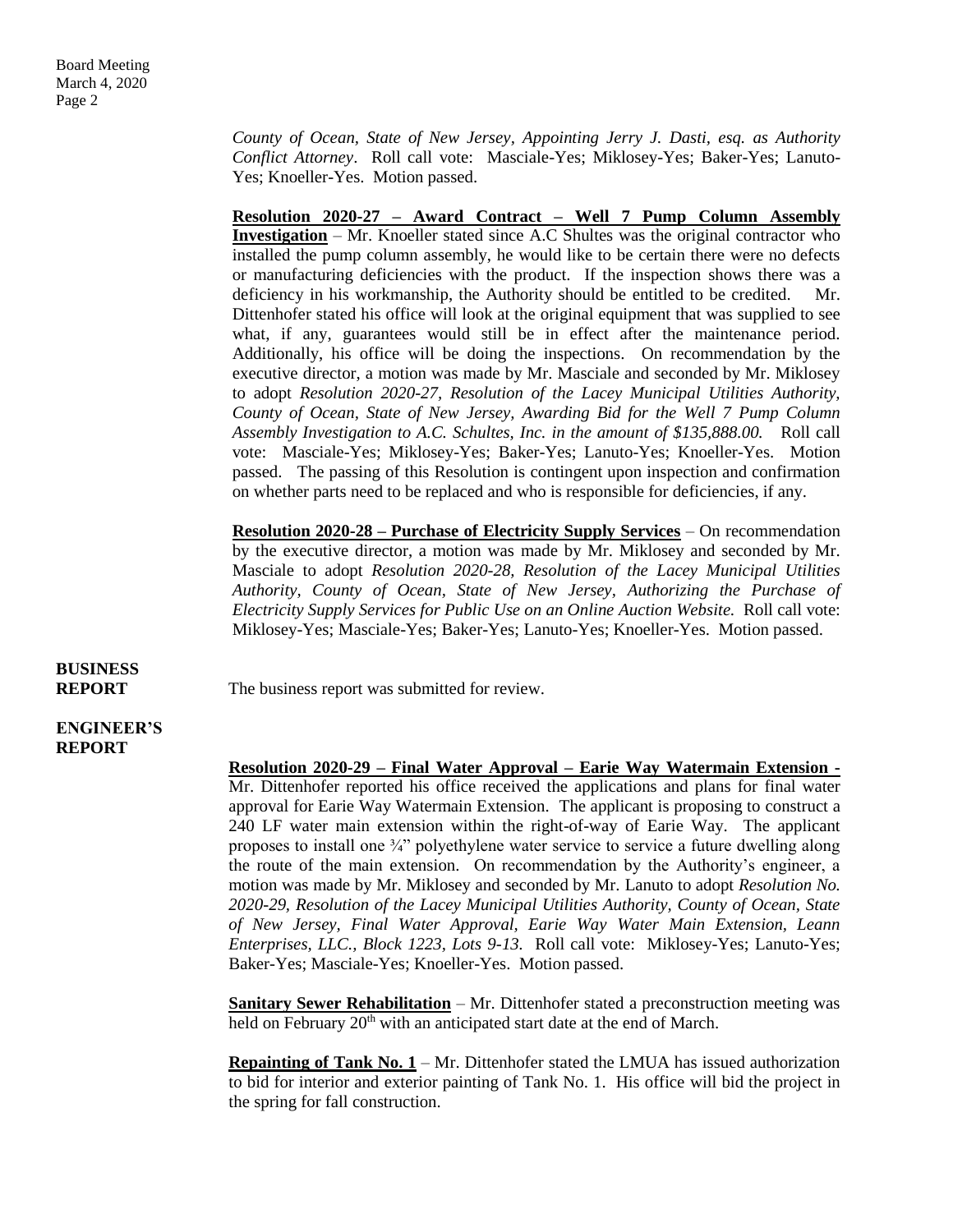*County of Ocean, State of New Jersey, Appointing Jerry J. Dasti, esq. as Authority Conflict Attorney*. Roll call vote: Masciale-Yes; Miklosey-Yes; Baker-Yes; Lanuto-Yes; Knoeller-Yes. Motion passed.

**Resolution 2020-27 – Award Contract – Well 7 Pump Column Assembly Investigation** – Mr. Knoeller stated since A.C Shultes was the original contractor who installed the pump column assembly, he would like to be certain there were no defects or manufacturing deficiencies with the product. If the inspection shows there was a deficiency in his workmanship, the Authority should be entitled to be credited. Mr. Dittenhofer stated his office will look at the original equipment that was supplied to see what, if any, guarantees would still be in effect after the maintenance period. Additionally, his office will be doing the inspections. On recommendation by the executive director, a motion was made by Mr. Masciale and seconded by Mr. Miklosey to adopt *Resolution 2020-27, Resolution of the Lacey Municipal Utilities Authority, County of Ocean, State of New Jersey, Awarding Bid for the Well 7 Pump Column Assembly Investigation to A.C. Schultes, Inc. in the amount of $135,888.00.* Roll call vote: Masciale-Yes; Miklosey-Yes; Baker-Yes; Lanuto-Yes; Knoeller-Yes. Motion passed. The passing of this Resolution is contingent upon inspection and confirmation on whether parts need to be replaced and who is responsible for deficiencies, if any.

**Resolution 2020-28 – Purchase of Electricity Supply Services** – On recommendation by the executive director, a motion was made by Mr. Miklosey and seconded by Mr. Masciale to adopt *Resolution 2020-28, Resolution of the Lacey Municipal Utilities Authority, County of Ocean, State of New Jersey, Authorizing the Purchase of Electricity Supply Services for Public Use on an Online Auction Website.* Roll call vote: Miklosey-Yes; Masciale-Yes; Baker-Yes; Lanuto-Yes; Knoeller-Yes. Motion passed.

**BUSINESS REPORT**

The business report was submitted for review.

**ENGINEER'S REPORT**

**Resolution 2020-29 – Final Water Approval – Earie Way Watermain Extension -** Mr. Dittenhofer reported his office received the applications and plans for final water approval for Earie Way Watermain Extension. The applicant is proposing to construct a 240 LF water main extension within the right-of-way of Earie Way. The applicant proposes to install one ¾" polyethylene water service to service a future dwelling along the route of the main extension. On recommendation by the Authority's engineer, a motion was made by Mr. Miklosey and seconded by Mr. Lanuto to adopt *Resolution No. 2020-29, Resolution of the Lacey Municipal Utilities Authority, County of Ocean, State of New Jersey, Final Water Approval, Earie Way Water Main Extension, Leann Enterprises, LLC., Block 1223, Lots 9-13.* Roll call vote: Miklosey-Yes; Lanuto-Yes; Baker-Yes; Masciale-Yes; Knoeller-Yes. Motion passed.

**Sanitary Sewer Rehabilitation** – Mr. Dittenhofer stated a preconstruction meeting was held on February 20th with an anticipated start date at the end of March.

**Repainting of Tank No. 1** – Mr. Dittenhofer stated the LMUA has issued authorization to bid for interior and exterior painting of Tank No. 1. His office will bid the project in the spring for fall construction.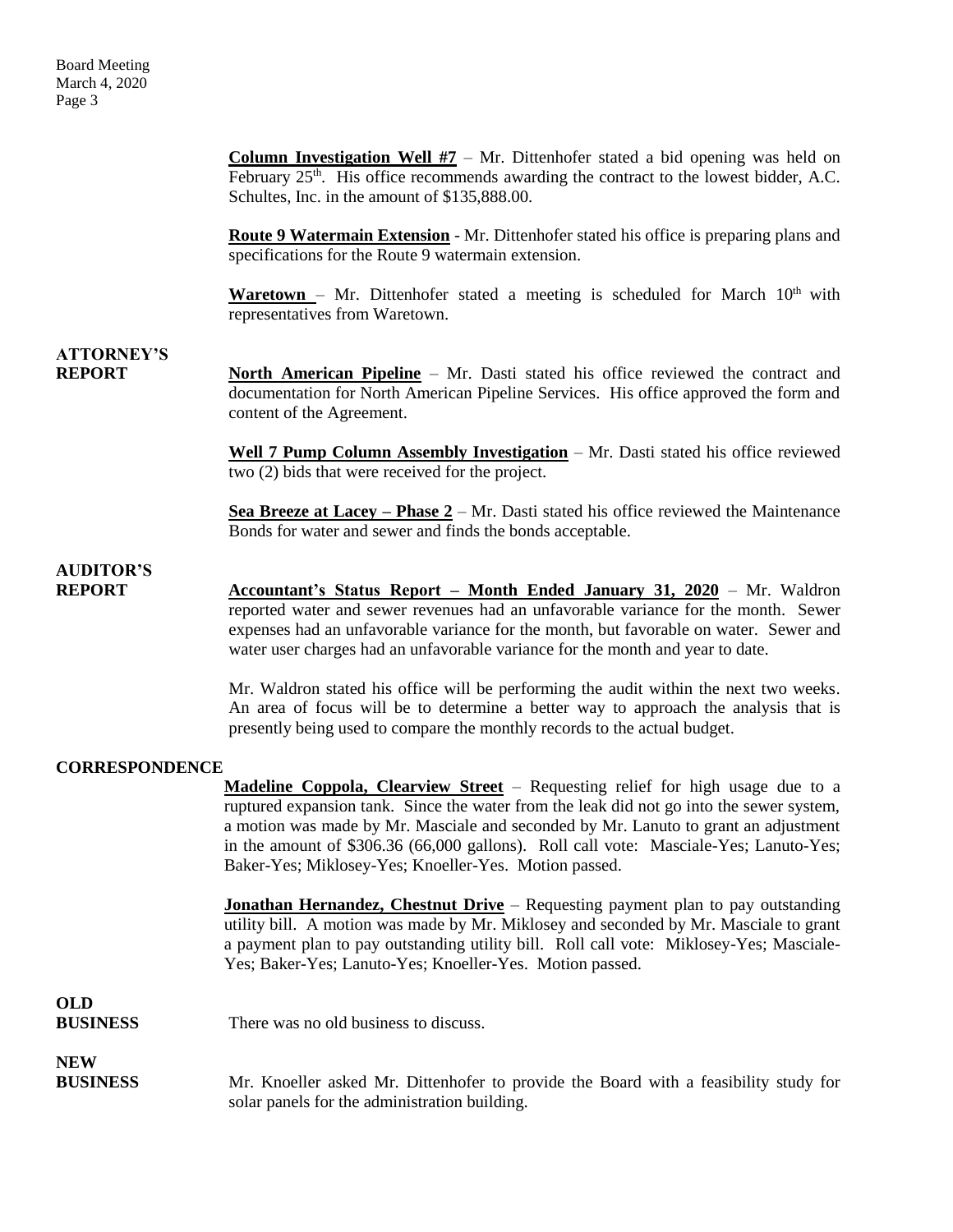**Column Investigation Well #7** – Mr. Dittenhofer stated a bid opening was held on February 25th. His office recommends awarding the contract to the lowest bidder, A.C. Schultes, Inc. in the amount of $135,888.00.

**Route 9 Watermain Extension** - Mr. Dittenhofer stated his office is preparing plans and specifications for the Route 9 watermain extension.

**Waretown** – Mr. Dittenhofer stated a meeting is scheduled for March 10th with representatives from Waretown.

**ATTORNEY'S REPORT**

**North American Pipeline** – Mr. Dasti stated his office reviewed the contract and documentation for North American Pipeline Services. His office approved the form and content of the Agreement.

**Well 7 Pump Column Assembly Investigation** – Mr. Dasti stated his office reviewed two (2) bids that were received for the project.

**Sea Breeze at Lacey – Phase 2** – Mr. Dasti stated his office reviewed the Maintenance Bonds for water and sewer and finds the bonds acceptable.

**AUDITOR'S REPORT**

**Accountant's Status Report – Month Ended January 31, 2020** – Mr. Waldron reported water and sewer revenues had an unfavorable variance for the month. Sewer expenses had an unfavorable variance for the month, but favorable on water. Sewer and water user charges had an unfavorable variance for the month and year to date.

Mr. Waldron stated his office will be performing the audit within the next two weeks. An area of focus will be to determine a better way to approach the analysis that is presently being used to compare the monthly records to the actual budget.

**CORRESPONDENCE**

**Madeline Coppola, Clearview Street** – Requesting relief for high usage due to a ruptured expansion tank. Since the water from the leak did not go into the sewer system, a motion was made by Mr. Masciale and seconded by Mr. Lanuto to grant an adjustment in the amount of $306.36 (66,000 gallons). Roll call vote: Masciale-Yes; Lanuto-Yes; Baker-Yes; Miklosey-Yes; Knoeller-Yes. Motion passed.

**Jonathan Hernandez, Chestnut Drive** – Requesting payment plan to pay outstanding utility bill. A motion was made by Mr. Miklosey and seconded by Mr. Masciale to grant a payment plan to pay outstanding utility bill. Roll call vote: Miklosey-Yes; Masciale-Yes; Baker-Yes; Lanuto-Yes; Knoeller-Yes. Motion passed.

**OLD BUSINESS**

There was no old business to discuss.

**NEW BUSINESS**

Mr. Knoeller asked Mr. Dittenhofer to provide the Board with a feasibility study for solar panels for the administration building.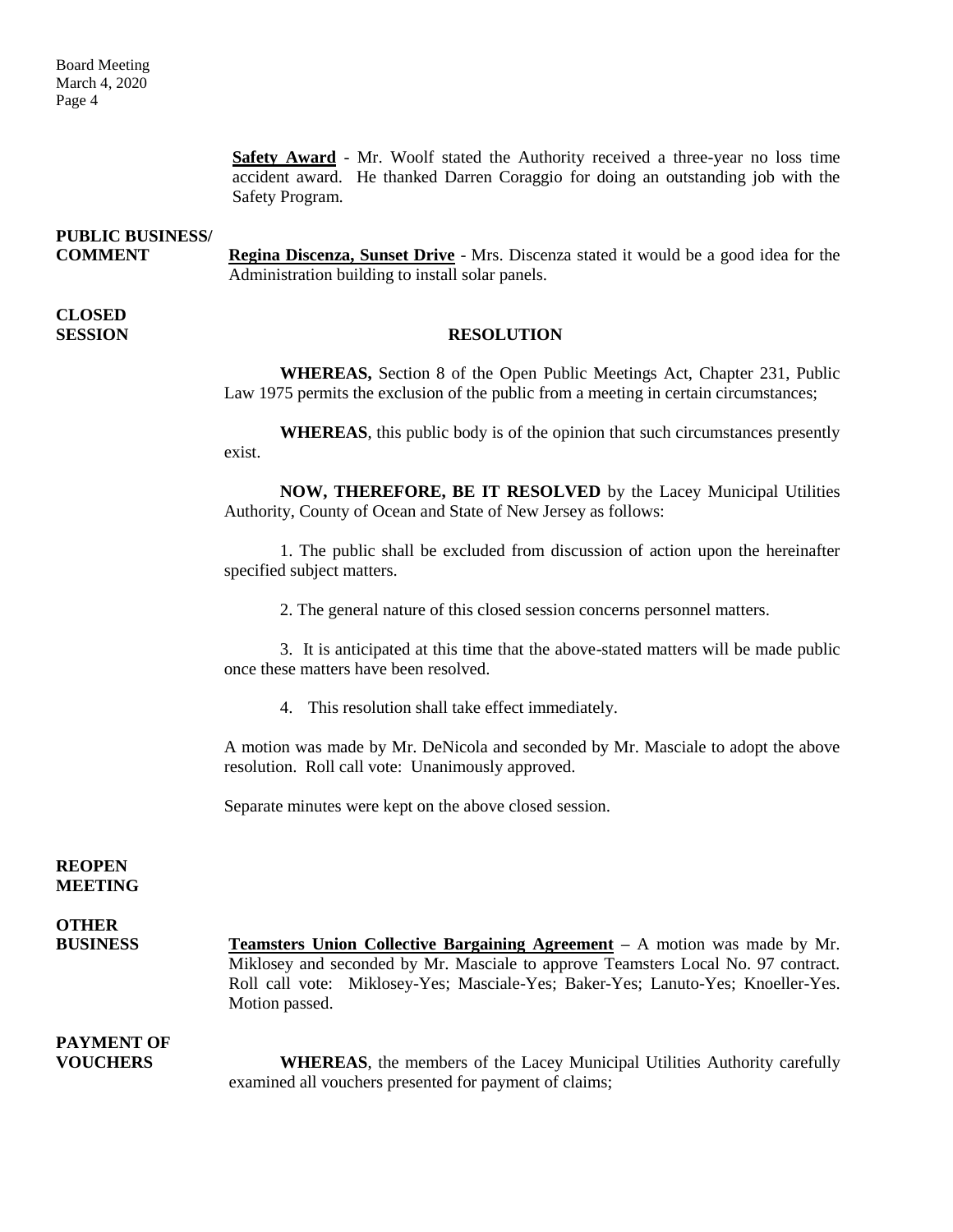**Safety Award** - Mr. Woolf stated the Authority received a three-year no loss time accident award. He thanked Darren Coraggio for doing an outstanding job with the Safety Program.

**PUBLIC BUSINESS/ COMMENT**

**Regina Discenza, Sunset Drive** - Mrs. Discenza stated it would be a good idea for the Administration building to install solar panels.

**CLOSED SESSION**

**RESOLUTION**

**WHEREAS,** Section 8 of the Open Public Meetings Act, Chapter 231, Public Law 1975 permits the exclusion of the public from a meeting in certain circumstances;

**WHEREAS**, this public body is of the opinion that such circumstances presently exist.

**NOW, THEREFORE, BE IT RESOLVED** by the Lacey Municipal Utilities Authority, County of Ocean and State of New Jersey as follows:

1. The public shall be excluded from discussion of action upon the hereinafter specified subject matters.

2. The general nature of this closed session concerns personnel matters.

3. It is anticipated at this time that the above-stated matters will be made public once these matters have been resolved.

4. This resolution shall take effect immediately.

A motion was made by Mr. DeNicola and seconded by Mr. Masciale to adopt the above resolution. Roll call vote: Unanimously approved.

Separate minutes were kept on the above closed session.

**REOPEN MEETING**

**OTHER BUSINESS**

**Teamsters Union Collective Bargaining Agreement** – A motion was made by Mr. Miklosey and seconded by Mr. Masciale to approve Teamsters Local No. 97 contract. Roll call vote: Miklosey-Yes; Masciale-Yes; Baker-Yes; Lanuto-Yes; Knoeller-Yes. Motion passed.

**PAYMENT OF VOUCHERS**

**WHEREAS**, the members of the Lacey Municipal Utilities Authority carefully examined all vouchers presented for payment of claims;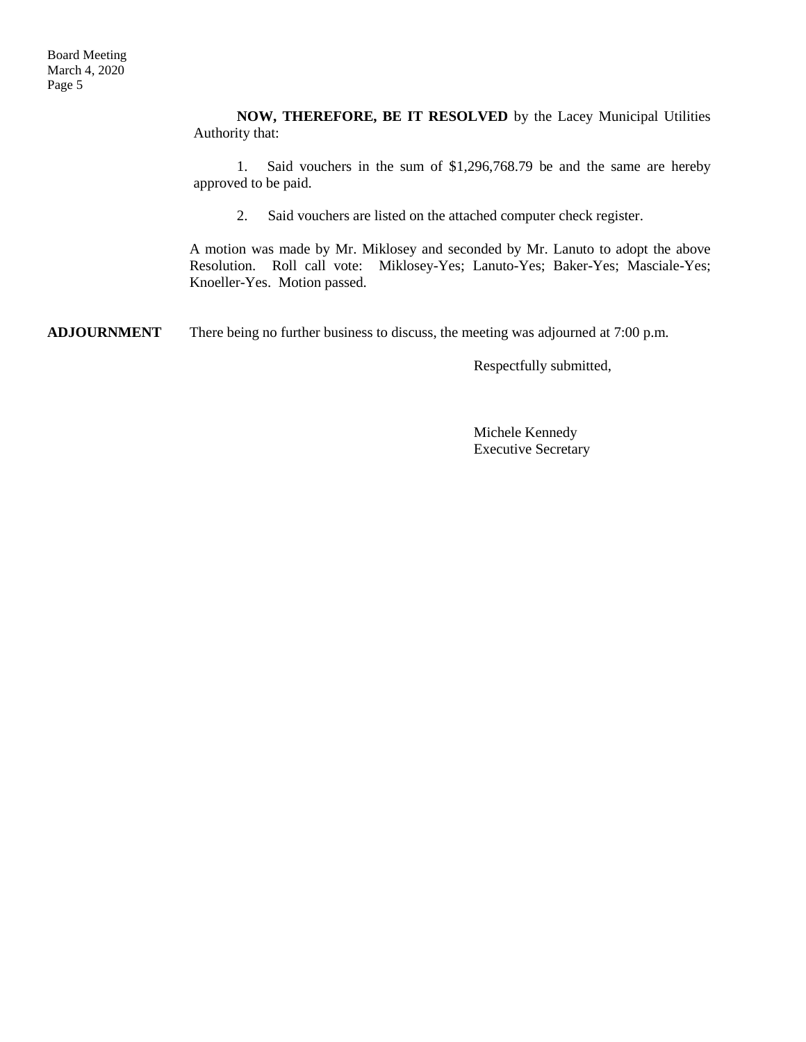**NOW, THEREFORE, BE IT RESOLVED** by the Lacey Municipal Utilities Authority that:

1. Said vouchers in the sum of $1,296,768.79 be and the same are hereby approved to be paid.

2. Said vouchers are listed on the attached computer check register.

A motion was made by Mr. Miklosey and seconded by Mr. Lanuto to adopt the above Resolution. Roll call vote: Miklosey-Yes; Lanuto-Yes; Baker-Yes; Masciale-Yes; Knoeller-Yes. Motion passed.

**ADJOURNMENT** There being no further business to discuss, the meeting was adjourned at 7:00 p.m.

Respectfully submitted,

Michele Kennedy
Executive Secretary